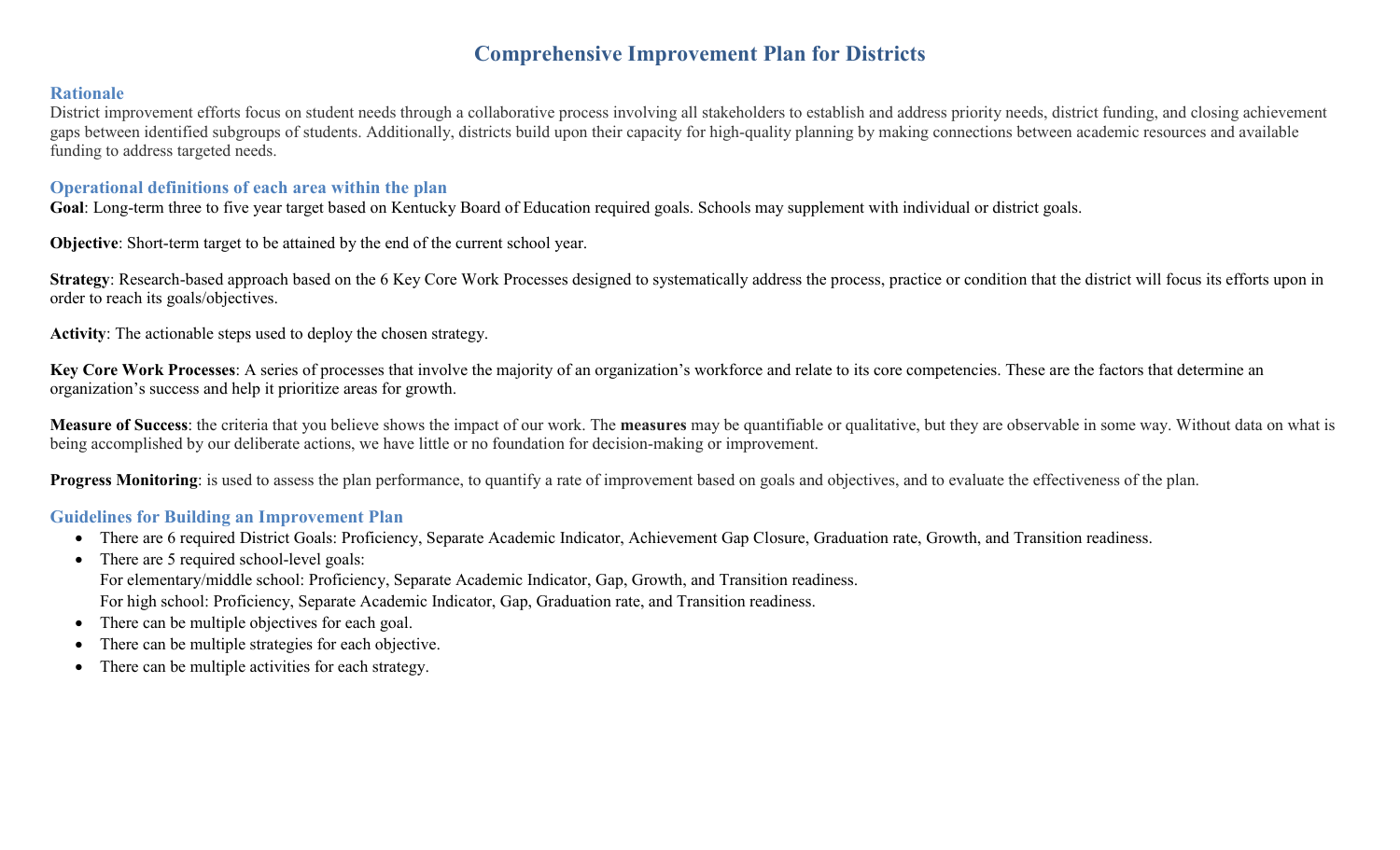# Comprehensive Improvement Plan for Districts

## Rationale

District improvement efforts focus on student needs through a collaborative process involving all stakeholders to establish and address priority needs, district funding, and closing achievement gaps between identified subgroups of students. Additionally, districts build upon their capacity for high-quality planning by making connections between academic resources and available funding to address targeted needs.

## Operational definitions of each area within the plan

**Goal**: Long-term three to five year target based on Kentucky Board of Education required goals. Schools may supplement with individual or district goals.

**Objective**: Short-term target to be attained by the end of the current school year.

**Strategy**: Research-based approach based on the 6 Key Core Work Processes designed to systematically address the process, practice or condition that the district will focus its efforts upon in order to reach its goals/objectives.

**Activity**: The actionable steps used to deploy the chosen strategy.

**Key Core Work Processes**: A series of processes that involve the majority of an organization's workforce and relate to its core competencies. These are the factors that determine an organization's success and help it prioritize areas for growth.

**Measure of Success**: the criteria that you believe shows the impact of our work. The **measures** may be quantifiable or qualitative, but they are observable in some way. Without data on what is being accomplished by our deliberate actions, we have little or no foundation for decision-making or improvement.

**Progress Monitoring**: is used to assess the plan performance, to quantify a rate of improvement based on goals and objectives, and to evaluate the effectiveness of the plan.

## Guidelines for Building an Improvement Plan

- There are 6 required District Goals: Proficiency, Separate Academic Indicator, Achievement Gap Closure, Graduation rate, Growth, and Transition readiness.
- There are 5 required school-level goals:
  For elementary/middle school: Proficiency, Separate Academic Indicator, Gap, Growth, and Transition readiness.
  For high school: Proficiency, Separate Academic Indicator, Gap, Graduation rate, and Transition readiness.
- There can be multiple objectives for each goal.
- There can be multiple strategies for each objective.
- There can be multiple activities for each strategy.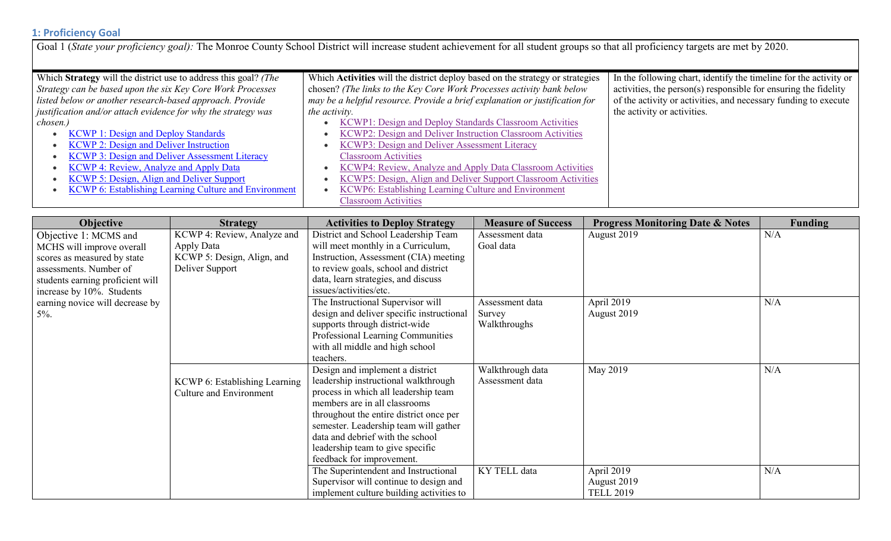### 1: Proficiency Goal

| Goal 1 (*State your proficiency goal):* The Monroe County School District will increase student achievement for all student groups so that all proficiency targets are met by 2020. | | |
|---|---|---|
| Which **Strategy** will the district use to address this goal? *(The Strategy can be based upon the six Key Core Work Processes listed below or another research-based approach. Provide justification and/or attach evidence for why the strategy was chosen.)*<br>• KCWP 1: Design and Deploy Standards<br>• KCWP 2: Design and Deliver Instruction<br>• KCWP 3: Design and Deliver Assessment Literacy<br>• KCWP 4: Review, Analyze and Apply Data<br>• KCWP 5: Design, Align and Deliver Support<br>• KCWP 6: Establishing Learning Culture and Environment | Which **Activities** will the district deploy based on the strategy or strategies chosen? *(The links to the Key Core Work Processes activity bank below may be a helpful resource. Provide a brief explanation or justification for the activity.*<br>• KCWP1: Design and Deploy Standards Classroom Activities<br>• KCWP2: Design and Deliver Instruction Classroom Activities<br>• KCWP3: Design and Deliver Assessment Literacy Classroom Activities<br>• KCWP4: Review, Analyze and Apply Data Classroom Activities<br>• KCWP5: Design, Align and Deliver Support Classroom Activities<br>• KCWP6: Establishing Learning Culture and Environment Classroom Activities | In the following chart, identify the timeline for the activity or activities, the person(s) responsible for ensuring the fidelity of the activity or activities, and necessary funding to execute the activity or activities. |

| Objective | Strategy | Activities to Deploy Strategy | Measure of Success | Progress Monitoring Date & Notes | Funding |
|---|---|---|---|---|---|
| Objective 1: MCMS and MCHS will improve overall scores as measured by state assessments. Number of students earning proficient will increase by 10%. Students earning novice will decrease by 5%. | KCWP 4: Review, Analyze and Apply Data<br>KCWP 5: Design, Align, and Deliver Support | District and School Leadership Team will meet monthly in a Curriculum, Instruction, Assessment (CIA) meeting to review goals, school and district data, learn strategies, and discuss issues/activities/etc. | Assessment data<br>Goal data | August 2019 | N/A |
| | | The Instructional Supervisor will design and deliver specific instructional supports through district-wide Professional Learning Communities with all middle and high school teachers. | Assessment data<br>Survey<br>Walkthroughs | April 2019<br>August 2019 | N/A |
| | KCWP 6: Establishing Learning Culture and Environment | Design and implement a district leadership instructional walkthrough process in which all leadership team members are in all classrooms throughout the entire district once per semester. Leadership team will gather data and debrief with the school leadership team to give specific feedback for improvement. | Walkthrough data<br>Assessment data | May 2019 | N/A |
| | | The Superintendent and Instructional Supervisor will continue to design and implement culture building activities to | KY TELL data | April 2019<br>August 2019<br>TELL 2019 | N/A |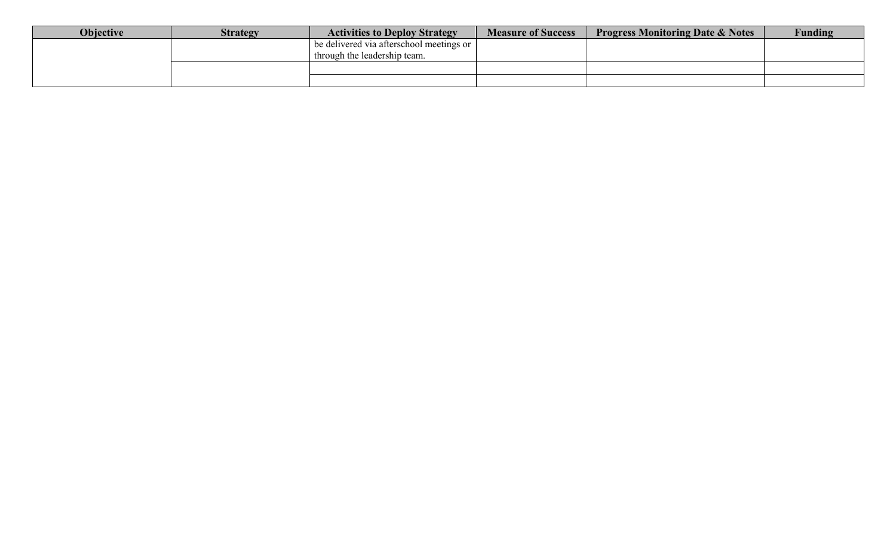| Objective | Strategy | Activities to Deploy Strategy | Measure of Success | Progress Monitoring Date & Notes | Funding |
|---|---|---|---|---|---|
| | | be delivered via afterschool meetings or through the leadership team. | | | |
| | | | | | |
| | | | | | |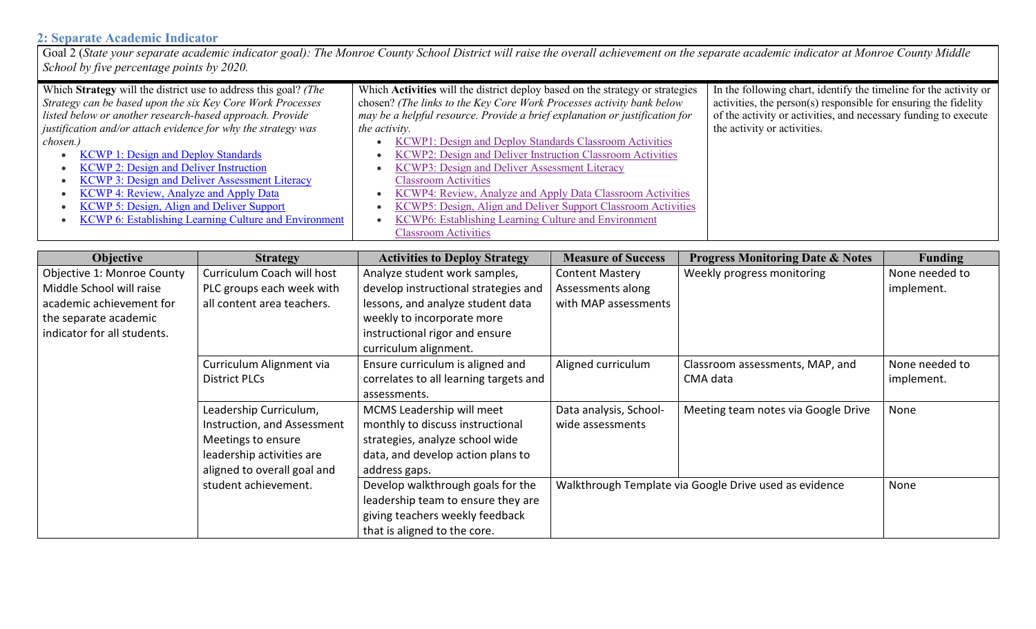## 2: Separate Academic Indicator

| Goal 2 (*State your separate academic indicator goal): The Monroe County School District will raise the overall achievement on the separate academic indicator at Monroe County Middle School by five percentage points by 2020.* | | |
|---|---|---|
| Which **Strategy** will the district use to address this goal? *(The Strategy can be based upon the six Key Core Work Processes listed below or another research-based approach. Provide justification and/or attach evidence for why the strategy was chosen.)*<br>• KCWP 1: Design and Deploy Standards<br>• KCWP 2: Design and Deliver Instruction<br>• KCWP 3: Design and Deliver Assessment Literacy<br>• KCWP 4: Review, Analyze and Apply Data<br>• KCWP 5: Design, Align and Deliver Support<br>• KCWP 6: Establishing Learning Culture and Environment | Which **Activities** will the district deploy based on the strategy or strategies chosen? *(The links to the Key Core Work Processes activity bank below may be a helpful resource. Provide a brief explanation or justification for the activity.*<br>• KCWP1: Design and Deploy Standards Classroom Activities<br>• KCWP2: Design and Deliver Instruction Classroom Activities<br>• KCWP3: Design and Deliver Assessment Literacy Classroom Activities<br>• KCWP4: Review, Analyze and Apply Data Classroom Activities<br>• KCWP5: Design, Align and Deliver Support Classroom Activities<br>• KCWP6: Establishing Learning Culture and Environment Classroom Activities | In the following chart, identify the timeline for the activity or activities, the person(s) responsible for ensuring the fidelity of the activity or activities, and necessary funding to execute the activity or activities. |

| Objective | Strategy | Activities to Deploy Strategy | Measure of Success | Progress Monitoring Date & Notes | Funding |
|---|---|---|---|---|---|
| Objective 1: Monroe County Middle School will raise academic achievement for the separate academic indicator for all students. | Curriculum Coach will host PLC groups each week with all content area teachers. | Analyze student work samples, develop instructional strategies and lessons, and analyze student data weekly to incorporate more instructional rigor and ensure curriculum alignment. | Content Mastery Assessments along with MAP assessments | Weekly progress monitoring | None needed to implement. |
| | Curriculum Alignment via District PLCs | Ensure curriculum is aligned and correlates to all learning targets and assessments. | Aligned curriculum | Classroom assessments, MAP, and CMA data | None needed to implement. |
| | Leadership Curriculum, Instruction, and Assessment Meetings to ensure leadership activities are aligned to overall goal and student achievement. | MCMS Leadership will meet monthly to discuss instructional strategies, analyze school wide data, and develop action plans to address gaps. | Data analysis, School-wide assessments | Meeting team notes via Google Drive | None |
| | | Develop walkthrough goals for the leadership team to ensure they are giving teachers weekly feedback that is aligned to the core. | Walkthrough Template via Google Drive used as evidence | | None |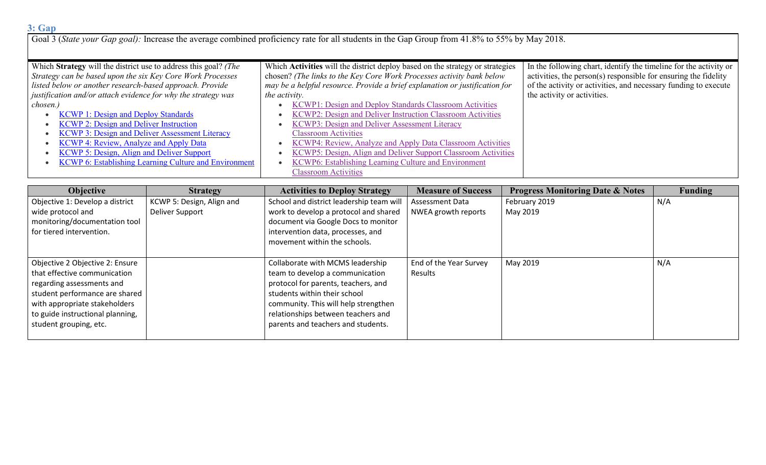## 3: Gap

Goal 3 (*State your Gap goal):* Increase the average combined proficiency rate for all students in the Gap Group from 41.8% to 55% by May 2018.

| Which **Strategy** will the district use to address this goal? *(The Strategy can be based upon the six Key Core Work Processes listed below or another research-based approach. Provide justification and/or attach evidence for why the strategy was chosen.)* | Which **Activities** will the district deploy based on the strategy or strategies chosen? *(The links to the Key Core Work Processes activity bank below may be a helpful resource. Provide a brief explanation or justification for the activity.* | In the following chart, identify the timeline for the activity or activities, the person(s) responsible for ensuring the fidelity of the activity or activities, and necessary funding to execute the activity or activities. |
|---|---|---|
| • KCWP 1: Design and Deploy Standards<br>• KCWP 2: Design and Deliver Instruction<br>• KCWP 3: Design and Deliver Assessment Literacy<br>• KCWP 4: Review, Analyze and Apply Data<br>• KCWP 5: Design, Align and Deliver Support<br>• KCWP 6: Establishing Learning Culture and Environment | • KCWP1: Design and Deploy Standards Classroom Activities<br>• KCWP2: Design and Deliver Instruction Classroom Activities<br>• KCWP3: Design and Deliver Assessment Literacy Classroom Activities<br>• KCWP4: Review, Analyze and Apply Data Classroom Activities<br>• KCWP5: Design, Align and Deliver Support Classroom Activities<br>• KCWP6: Establishing Learning Culture and Environment Classroom Activities | |

| Objective | Strategy | Activities to Deploy Strategy | Measure of Success | Progress Monitoring Date & Notes | Funding |
|---|---|---|---|---|---|
| Objective 1: Develop a district wide protocol and monitoring/documentation tool for tiered intervention. | KCWP 5: Design, Align and Deliver Support | School and district leadership team will work to develop a protocol and shared document via Google Docs to monitor intervention data, processes, and movement within the schools. | Assessment Data<br>NWEA growth reports | February 2019<br>May 2019 | N/A |
| Objective 2 Objective 2: Ensure that effective communication regarding assessments and student performance are shared with appropriate stakeholders to guide instructional planning, student grouping, etc. | | Collaborate with MCMS leadership team to develop a communication protocol for parents, teachers, and students within their school community. This will help strengthen relationships between teachers and parents and teachers and students. | End of the Year Survey Results | May 2019 | N/A |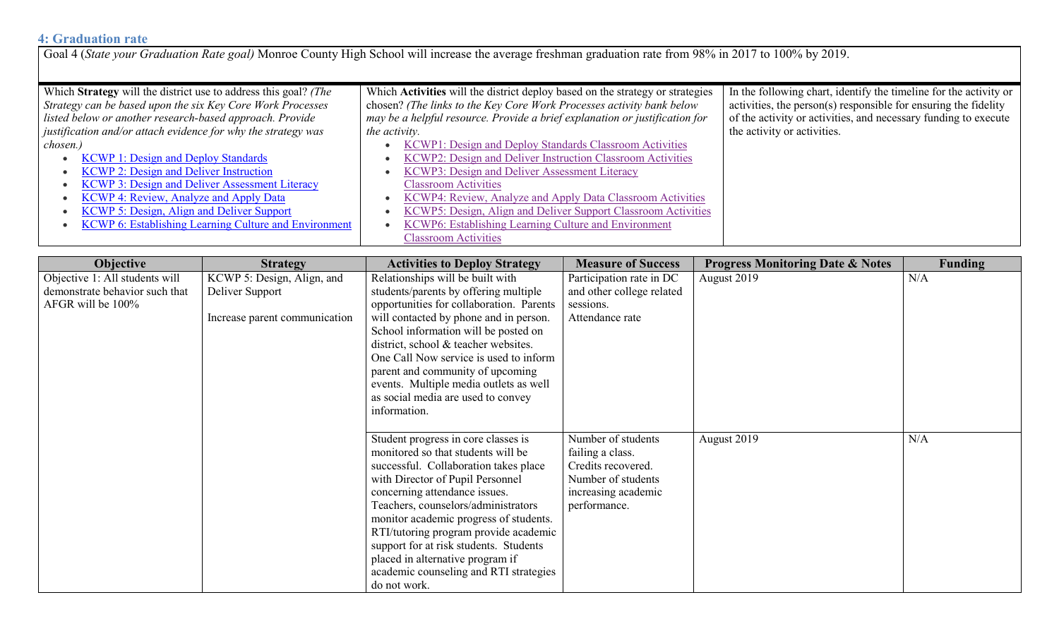## 4: Graduation rate

| Goal 4 (*State your Graduation Rate goal)* Monroe County High School will increase the average freshman graduation rate from 98% in 2017 to 100% by 2019. | | |
|---|---|---|
| Which **Strategy** will the district use to address this goal? *(The Strategy can be based upon the six Key Core Work Processes listed below or another research-based approach. Provide justification and/or attach evidence for why the strategy was chosen.)*<br>• KCWP 1: Design and Deploy Standards<br>• KCWP 2: Design and Deliver Instruction<br>• KCWP 3: Design and Deliver Assessment Literacy<br>• KCWP 4: Review, Analyze and Apply Data<br>• KCWP 5: Design, Align and Deliver Support<br>• KCWP 6: Establishing Learning Culture and Environment | Which **Activities** will the district deploy based on the strategy or strategies chosen? *(The links to the Key Core Work Processes activity bank below may be a helpful resource. Provide a brief explanation or justification for the activity.*<br>• KCWP1: Design and Deploy Standards Classroom Activities<br>• KCWP2: Design and Deliver Instruction Classroom Activities<br>• KCWP3: Design and Deliver Assessment Literacy Classroom Activities<br>• KCWP4: Review, Analyze and Apply Data Classroom Activities<br>• KCWP5: Design, Align and Deliver Support Classroom Activities<br>• KCWP6: Establishing Learning Culture and Environment Classroom Activities | In the following chart, identify the timeline for the activity or activities, the person(s) responsible for ensuring the fidelity of the activity or activities, and necessary funding to execute the activity or activities. |

| Objective | Strategy | Activities to Deploy Strategy | Measure of Success | Progress Monitoring Date & Notes | Funding |
|---|---|---|---|---|---|
| Objective 1: All students will demonstrate behavior such that AFGR will be 100% | KCWP 5: Design, Align, and Deliver Support<br><br>Increase parent communication | Relationships will be built with students/parents by offering multiple opportunities for collaboration. Parents will contacted by phone and in person. School information will be posted on district, school & teacher websites. One Call Now service is used to inform parent and community of upcoming events. Multiple media outlets as well as social media are used to convey information. | Participation rate in DC and other college related sessions.<br>Attendance rate | August 2019 | N/A |
| | | Student progress in core classes is monitored so that students will be successful. Collaboration takes place with Director of Pupil Personnel concerning attendance issues. Teachers, counselors/administrators monitor academic progress of students. RTI/tutoring program provide academic support for at risk students. Students placed in alternative program if academic counseling and RTI strategies do not work. | Number of students failing a class.<br>Credits recovered.<br>Number of students increasing academic performance. | August 2019 | N/A |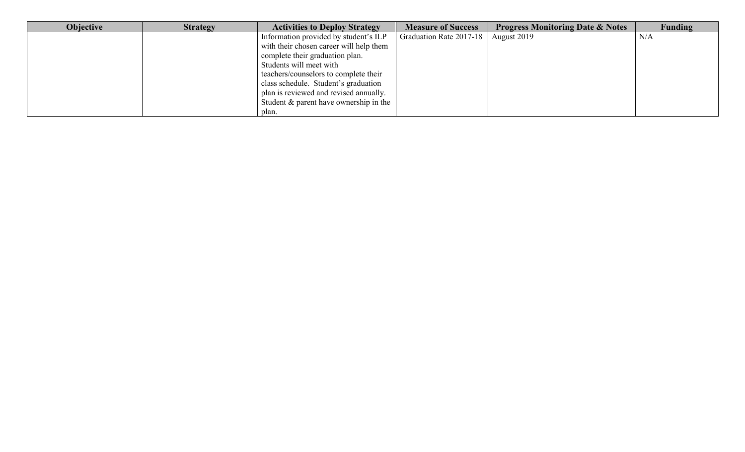| Objective | Strategy | Activities to Deploy Strategy | Measure of Success | Progress Monitoring Date & Notes | Funding |
|---|---|---|---|---|---|
| | | Information provided by student's ILP with their chosen career will help them complete their graduation plan. Students will meet with teachers/counselors to complete their class schedule. Student's graduation plan is reviewed and revised annually. Student & parent have ownership in the plan. | Graduation Rate 2017-18 | August 2019 | N/A |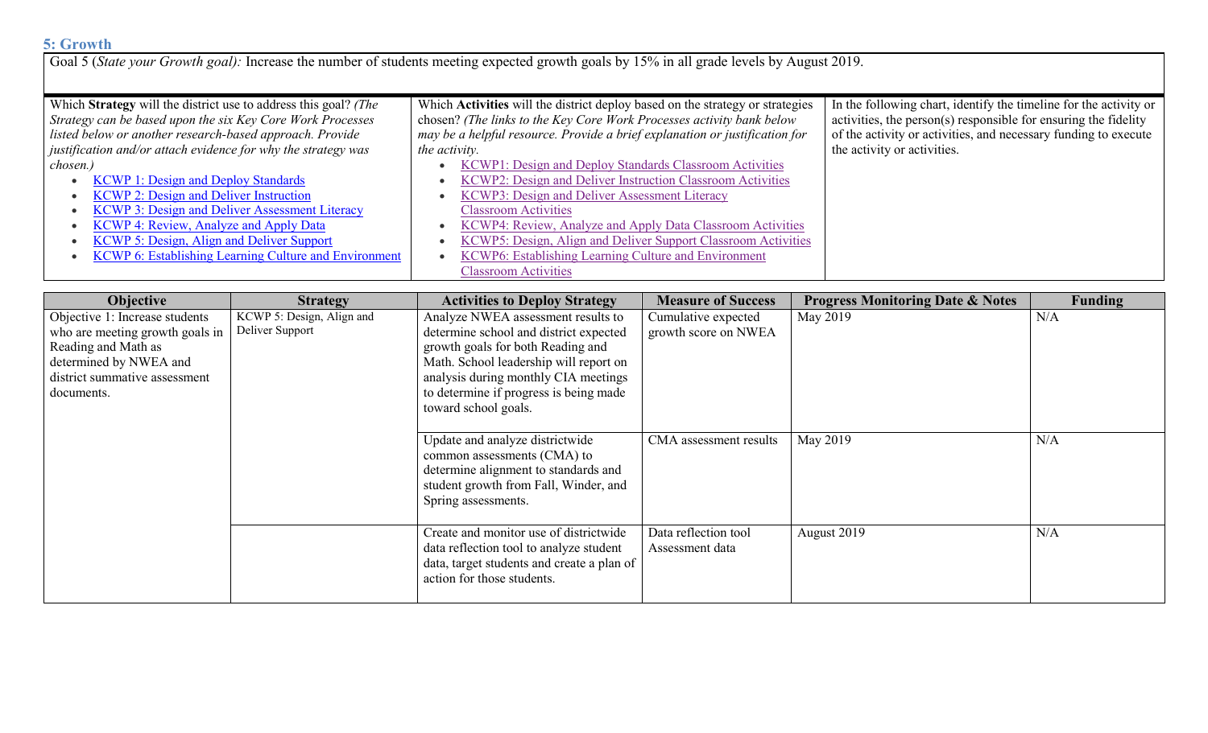## 5: Growth

Goal 5 (*State your Growth goal):* Increase the number of students meeting expected growth goals by 15% in all grade levels by August 2019.

| Which **Strategy** will the district use to address this goal? *(The Strategy can be based upon the six Key Core Work Processes listed below or another research-based approach. Provide justification and/or attach evidence for why the strategy was chosen.)* | Which **Activities** will the district deploy based on the strategy or strategies chosen? *(The links to the Key Core Work Processes activity bank below may be a helpful resource. Provide a brief explanation or justification for the activity.* | In the following chart, identify the timeline for the activity or activities, the person(s) responsible for ensuring the fidelity of the activity or activities, and necessary funding to execute the activity or activities. |
|---|---|---|
| • KCWP 1: Design and Deploy Standards<br>• KCWP 2: Design and Deliver Instruction<br>• KCWP 3: Design and Deliver Assessment Literacy<br>• KCWP 4: Review, Analyze and Apply Data<br>• KCWP 5: Design, Align and Deliver Support<br>• KCWP 6: Establishing Learning Culture and Environment | • KCWP1: Design and Deploy Standards Classroom Activities<br>• KCWP2: Design and Deliver Instruction Classroom Activities<br>• KCWP3: Design and Deliver Assessment Literacy Classroom Activities<br>• KCWP4: Review, Analyze and Apply Data Classroom Activities<br>• KCWP5: Design, Align and Deliver Support Classroom Activities<br>• KCWP6: Establishing Learning Culture and Environment Classroom Activities | |

| Objective | Strategy | Activities to Deploy Strategy | Measure of Success | Progress Monitoring Date & Notes | Funding |
|---|---|---|---|---|---|
| Objective 1: Increase students who are meeting growth goals in Reading and Math as determined by NWEA and district summative assessment documents. | KCWP 5: Design, Align and Deliver Support | Analyze NWEA assessment results to determine school and district expected growth goals for both Reading and Math. School leadership will report on analysis during monthly CIA meetings to determine if progress is being made toward school goals. | Cumulative expected growth score on NWEA | May 2019 | N/A |
| | | Update and analyze districtwide common assessments (CMA) to determine alignment to standards and student growth from Fall, Winder, and Spring assessments. | CMA assessment results | May 2019 | N/A |
| | | Create and monitor use of districtwide data reflection tool to analyze student data, target students and create a plan of action for those students. | Data reflection tool Assessment data | August 2019 | N/A |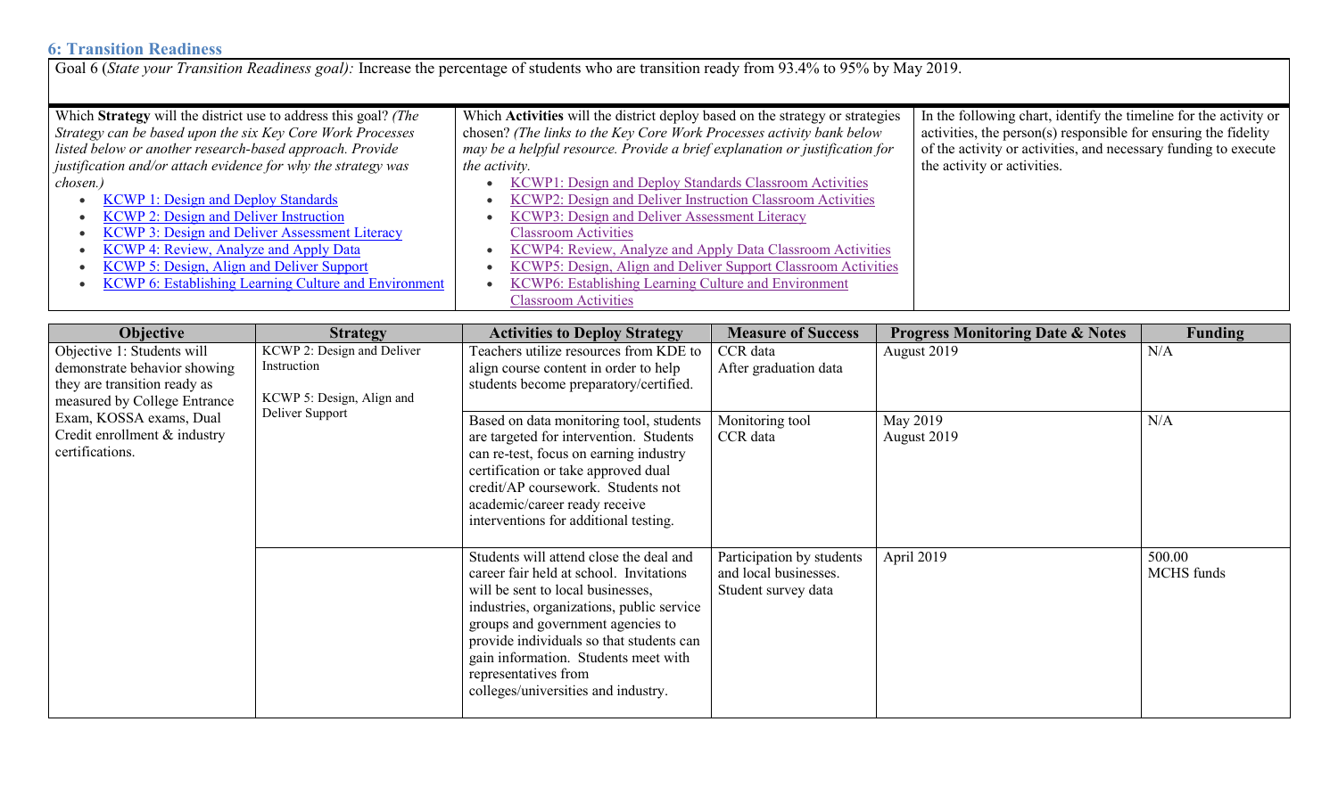### 6: Transition Readiness

| Goal 6 (*State your Transition Readiness goal):* Increase the percentage of students who are transition ready from 93.4% to 95% by May 2019. | | |
|---|---|---|
| Which **Strategy** will the district use to address this goal? *(The Strategy can be based upon the six Key Core Work Processes listed below or another research-based approach. Provide justification and/or attach evidence for why the strategy was chosen.)*<br>• KCWP 1: Design and Deploy Standards<br>• KCWP 2: Design and Deliver Instruction<br>• KCWP 3: Design and Deliver Assessment Literacy<br>• KCWP 4: Review, Analyze and Apply Data<br>• KCWP 5: Design, Align and Deliver Support<br>• KCWP 6: Establishing Learning Culture and Environment | Which **Activities** will the district deploy based on the strategy or strategies chosen? *(The links to the Key Core Work Processes activity bank below may be a helpful resource. Provide a brief explanation or justification for the activity.*<br>• KCWP1: Design and Deploy Standards Classroom Activities<br>• KCWP2: Design and Deliver Instruction Classroom Activities<br>• KCWP3: Design and Deliver Assessment Literacy Classroom Activities<br>• KCWP4: Review, Analyze and Apply Data Classroom Activities<br>• KCWP5: Design, Align and Deliver Support Classroom Activities<br>• KCWP6: Establishing Learning Culture and Environment Classroom Activities | In the following chart, identify the timeline for the activity or activities, the person(s) responsible for ensuring the fidelity of the activity or activities, and necessary funding to execute the activity or activities. |

| Objective | Strategy | Activities to Deploy Strategy | Measure of Success | Progress Monitoring Date & Notes | Funding |
|---|---|---|---|---|---|
| Objective 1: Students will demonstrate behavior showing they are transition ready as measured by College Entrance Exam, KOSSA exams, Dual Credit enrollment & industry certifications. | KCWP 2: Design and Deliver Instruction<br><br>KCWP 5: Design, Align and Deliver Support | Teachers utilize resources from KDE to align course content in order to help students become preparatory/certified. | CCR data<br>After graduation data | August 2019 | N/A |
| | | Based on data monitoring tool, students are targeted for intervention. Students can re-test, focus on earning industry certification or take approved dual credit/AP coursework. Students not academic/career ready receive interventions for additional testing. | Monitoring tool<br>CCR data | May 2019<br>August 2019 | N/A |
| | | Students will attend close the deal and career fair held at school. Invitations will be sent to local businesses, industries, organizations, public service groups and government agencies to provide individuals so that students can gain information. Students meet with representatives from colleges/universities and industry. | Participation by students and local businesses.<br>Student survey data | April 2019 | 500.00<br>MCHS funds |